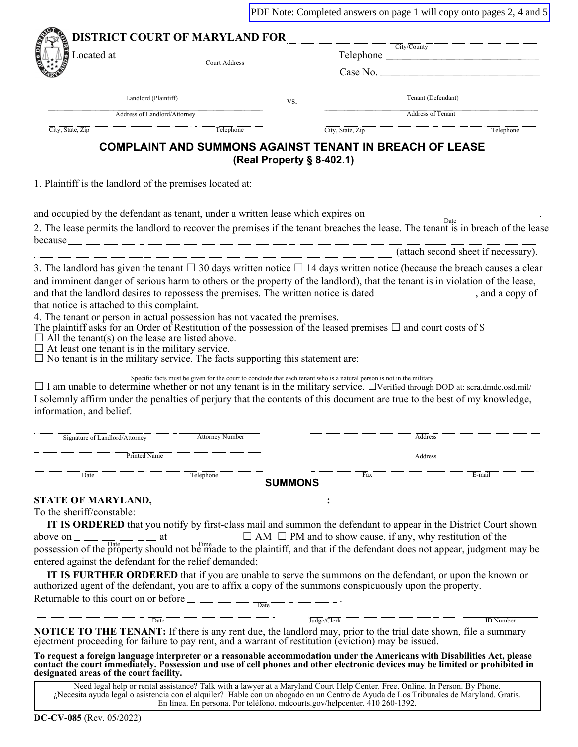PDF Note: Completed answers on page 1 will copy onto pages 2, 4 and 5

# DISTRICT COURT OF MARYLAND FOR ______________________
City/County

Located at ______________________ Telephone ______________________
Court Address

Case No. ______________________

| ______________________ | vs. | ______________________ |
|---|---|---|
| Landlord (Plaintiff) | | Tenant (Defendant) |
| Address of Landlord/Attorney | | Address of Tenant |
| City, State, Zip    Telephone | | City, State, Zip    Telephone |

## COMPLAINT AND SUMMONS AGAINST TENANT IN BREACH OF LEASE
**(Real Property § 8-402.1)**

1. Plaintiff is the landlord of the premises located at: ______________________

______________________

and occupied by the defendant as tenant, under a written lease which expires on ______________ (Date).

2. The lease permits the landlord to recover the premises if the tenant breaches the lease. The tenant is in breach of the lease because ______________________

______________________ (attach second sheet if necessary).

3. The landlord has given the tenant ☐ 30 days written notice ☐ 14 days written notice (because the breach causes a clear and imminent danger of serious harm to others or the property of the landlord), that the tenant is in violation of the lease, and that the landlord desires to repossess the premises. The written notice is dated ______________, and a copy of that notice is attached to this complaint.

4. The tenant or person in actual possession has not vacated the premises.

The plaintiff asks for an Order of Restitution of the possession of the leased premises ☐ and court costs of $ ________

☐ All the tenant(s) on the lease are listed above.

☐ At least one tenant is in the military service.

☐ No tenant is in the military service. The facts supporting this statement are: ______________________

______________________
Specific facts must be given for the court to conclude that each tenant who is a natural person is not in the military.

☐ I am unable to determine whether or not any tenant is in the military service. ☐Verified through DOD at: scra.dmdc.osd.mil/

I solemnly affirm under the penalties of perjury that the contents of this document are true to the best of my knowledge, information, and belief.

| | | |
|---|---|---|
| Signature of Landlord/Attorney | Attorney Number | Address |
| Printed Name | | Address |
| Date | Telephone | Fax    E-mail |

## SUMMONS

**STATE OF MARYLAND,** ______________________ **:**

To the sheriff/constable:

**IT IS ORDERED** that you notify by first-class mail and summon the defendant to appear in the District Court shown above on ____________ (Date) at ____________ (Time) ☐ AM ☐ PM and to show cause, if any, why restitution of the possession of the property should not be made to the plaintiff, and that if the defendant does not appear, judgment may be entered against the defendant for the relief demanded;

**IT IS FURTHER ORDERED** that if you are unable to serve the summons on the defendant, or upon the known or authorized agent of the defendant, you are to affix a copy of the summons conspicuously upon the property.

Returnable to this court on or before ______________ (Date) .

| | | |
|---|---|---|
| Date | Judge/Clerk | ID Number |

**NOTICE TO THE TENANT:** If there is any rent due, the landlord may, prior to the trial date shown, file a summary ejectment proceeding for failure to pay rent, and a warrant of restitution (eviction) may be issued.

**To request a foreign language interpreter or a reasonable accommodation under the Americans with Disabilities Act, please contact the court immediately. Possession and use of cell phones and other electronic devices may be limited or prohibited in designated areas of the court facility.**

Need legal help or rental assistance? Talk with a lawyer at a Maryland Court Help Center. Free. Online. In Person. By Phone.
¿Necesita ayuda legal o asistencia con el alquiler? Hable con un abogado en un Centro de Ayuda de Los Tribunales de Maryland. Gratis. En línea. En persona. Por teléfono. mdcourts.gov/helpcenter. 410 260-1392.

**DC-CV-085** (Rev. 05/2022)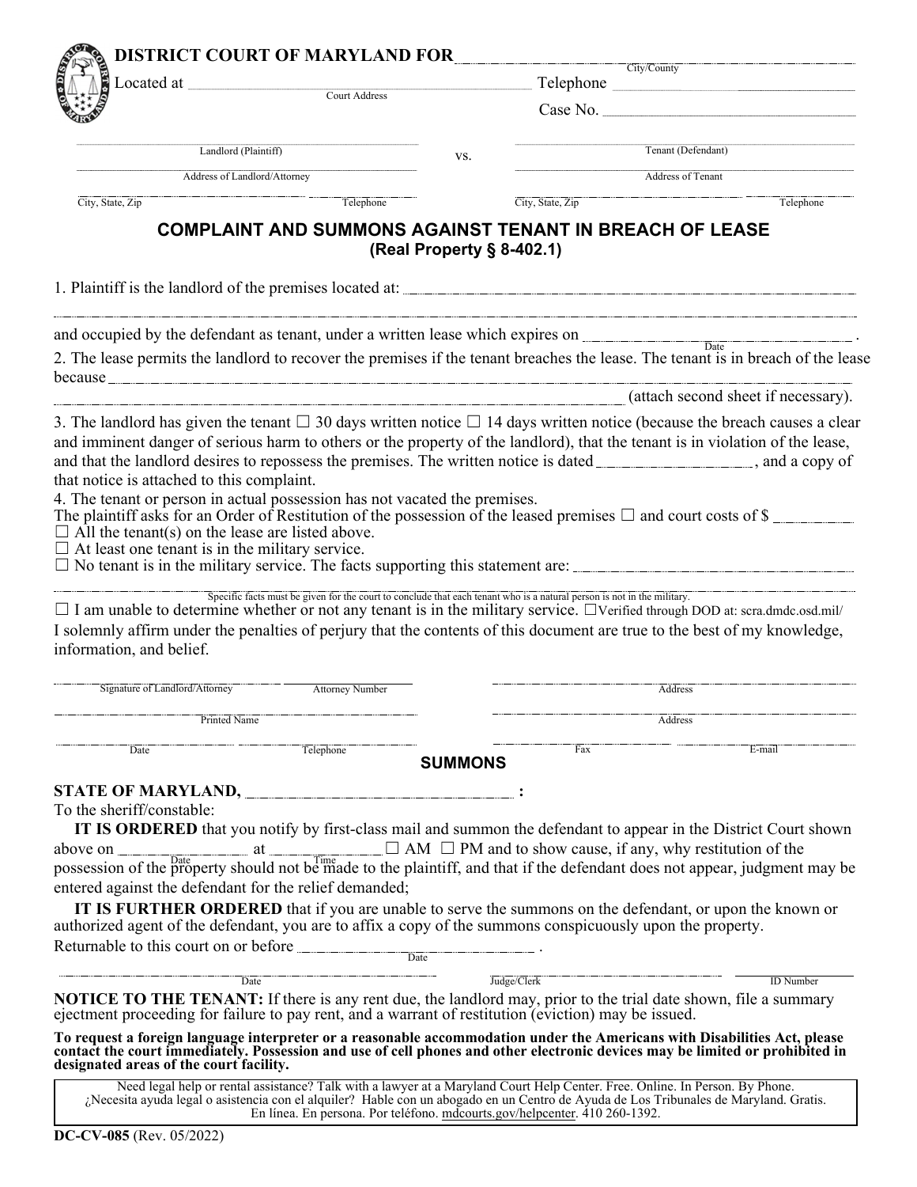# DISTRICT COURT OF MARYLAND FOR ______________________
City/County

Located at ______________________ Telephone ______________________
Court Address

Case No. ______________________

______________________ vs. ______________________
Landlord (Plaintiff) | Tenant (Defendant)

______________________ ______________________
Address of Landlord/Attorney | Address of Tenant

______________________ ______________________
City, State, Zip | Telephone | City, State, Zip | Telephone

## COMPLAINT AND SUMMONS AGAINST TENANT IN BREACH OF LEASE
**(Real Property § 8-402.1)**

1. Plaintiff is the landlord of the premises located at: ______________________

______________________

and occupied by the defendant as tenant, under a written lease which expires on ______________________ (Date).

2. The lease permits the landlord to recover the premises if the tenant breaches the lease. The tenant is in breach of the lease because ______________________

______________________ (attach second sheet if necessary).

3. The landlord has given the tenant ☐ 30 days written notice ☐ 14 days written notice (because the breach causes a clear and imminent danger of serious harm to others or the property of the landlord), that the tenant is in violation of the lease, and that the landlord desires to repossess the premises. The written notice is dated ______________, and a copy of that notice is attached to this complaint.

4. The tenant or person in actual possession has not vacated the premises.

The plaintiff asks for an Order of Restitution of the possession of the leased premises ☐ and court costs of $ ________

☐ All the tenant(s) on the lease are listed above.

☐ At least one tenant is in the military service.

☐ No tenant is in the military service. The facts supporting this statement are: ______________________

______________________
Specific facts must be given for the court to conclude that each tenant who is a natural person is not in the military.

☐ I am unable to determine whether or not any tenant is in the military service. ☐Verified through DOD at: scra.dmdc.osd.mil/

I solemnly affirm under the penalties of perjury that the contents of this document are true to the best of my knowledge, information, and belief.

______________________ ______________ ______________________
Signature of Landlord/Attorney | Attorney Number | Address

______________________ ______________________
Printed Name | Address

______________________ ______________________
Date | Telephone | Fax | E-mail

## SUMMONS

**STATE OF MARYLAND,** ______________________ **:**

To the sheriff/constable:

**IT IS ORDERED** that you notify by first-class mail and summon the defendant to appear in the District Court shown above on ____________ (Date) at ____________ (Time) ☐ AM ☐ PM and to show cause, if any, why restitution of the possession of the property should not be made to the plaintiff, and that if the defendant does not appear, judgment may be entered against the defendant for the relief demanded;

**IT IS FURTHER ORDERED** that if you are unable to serve the summons on the defendant, or upon the known or authorized agent of the defendant, you are to affix a copy of the summons conspicuously upon the property.

Returnable to this court on or before ______________________ (Date).

______________________ ______________________ ______________
Date | Judge/Clerk | ID Number

**NOTICE TO THE TENANT:** If there is any rent due, the landlord may, prior to the trial date shown, file a summary ejectment proceeding for failure to pay rent, and a warrant of restitution (eviction) may be issued.

**To request a foreign language interpreter or a reasonable accommodation under the Americans with Disabilities Act, please contact the court immediately. Possession and use of cell phones and other electronic devices may be limited or prohibited in designated areas of the court facility.**

Need legal help or rental assistance? Talk with a lawyer at a Maryland Court Help Center. Free. Online. In Person. By Phone.
¿Necesita ayuda legal o asistencia con el alquiler? Hable con un abogado en un Centro de Ayuda de Los Tribunales de Maryland. Gratis. En línea. En persona. Por teléfono. mdcourts.gov/helpcenter. 410 260-1392.

**DC-CV-085** (Rev. 05/2022)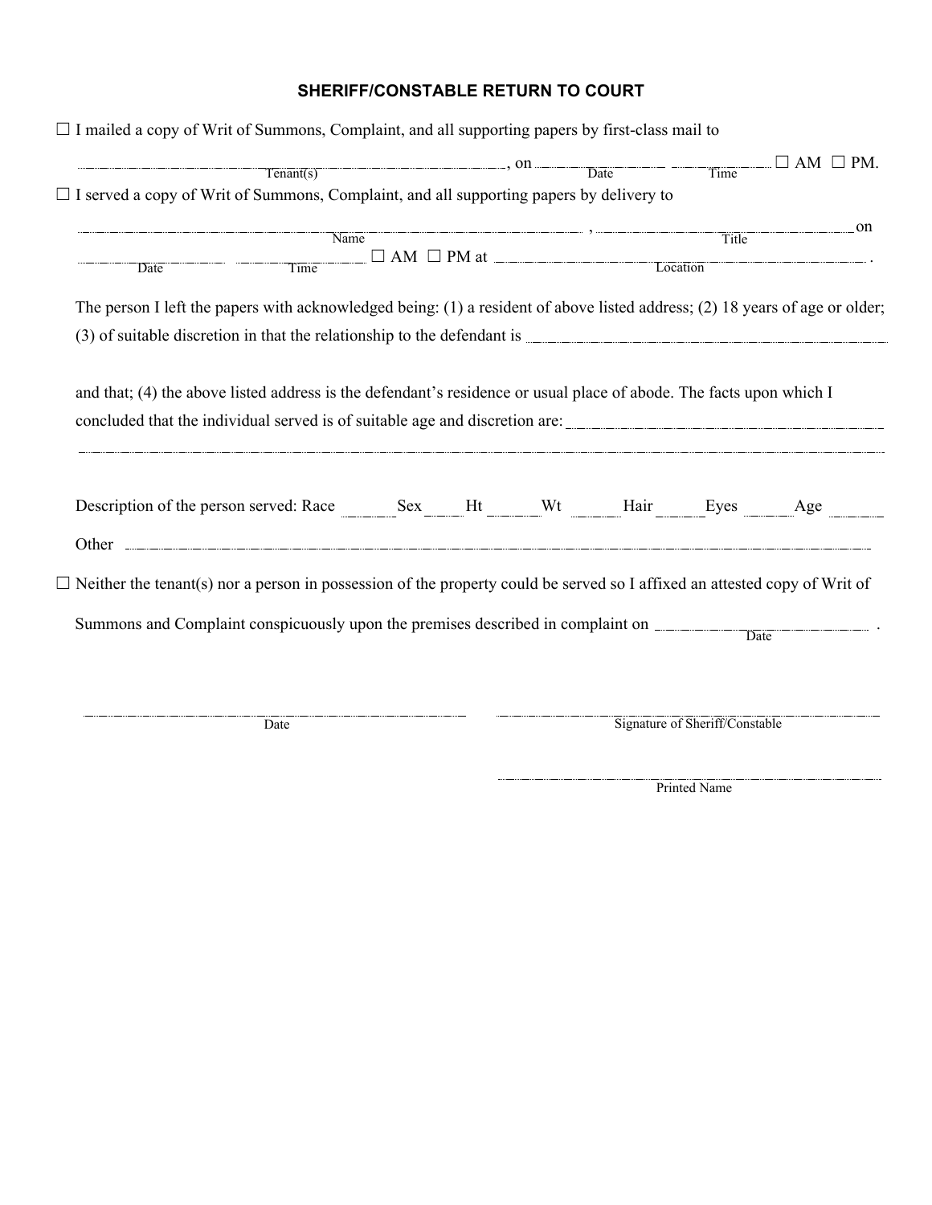## SHERIFF/CONSTABLE RETURN TO COURT

☐ I mailed a copy of Writ of Summons, Complaint, and all supporting papers by first-class mail to

______________________________ , on ____________ ____________ ☐ AM ☐ PM.
Tenant(s) Date Time

☐ I served a copy of Writ of Summons, Complaint, and all supporting papers by delivery to

______________________________ , ______________________________ on
Name Title

____________ ____________ ☐ AM ☐ PM at ______________________________ .
Date Time Location

The person I left the papers with acknowledged being: (1) a resident of above listed address; (2) 18 years of age or older; (3) of suitable discretion in that the relationship to the defendant is ______________________________

and that; (4) the above listed address is the defendant's residence or usual place of abode. The facts upon which I concluded that the individual served is of suitable age and discretion are: ______________________________

______________________________

Description of the person served: Race ______ Sex ______ Ht ______ Wt ______ Hair ______ Eyes ______ Age ______

Other ______________________________

☐ Neither the tenant(s) nor a person in possession of the property could be served so I affixed an attested copy of Writ of Summons and Complaint conspicuously upon the premises described in complaint on ____________ .
Date

______________________________ ______________________________
Date Signature of Sheriff/Constable

______________________________
Printed Name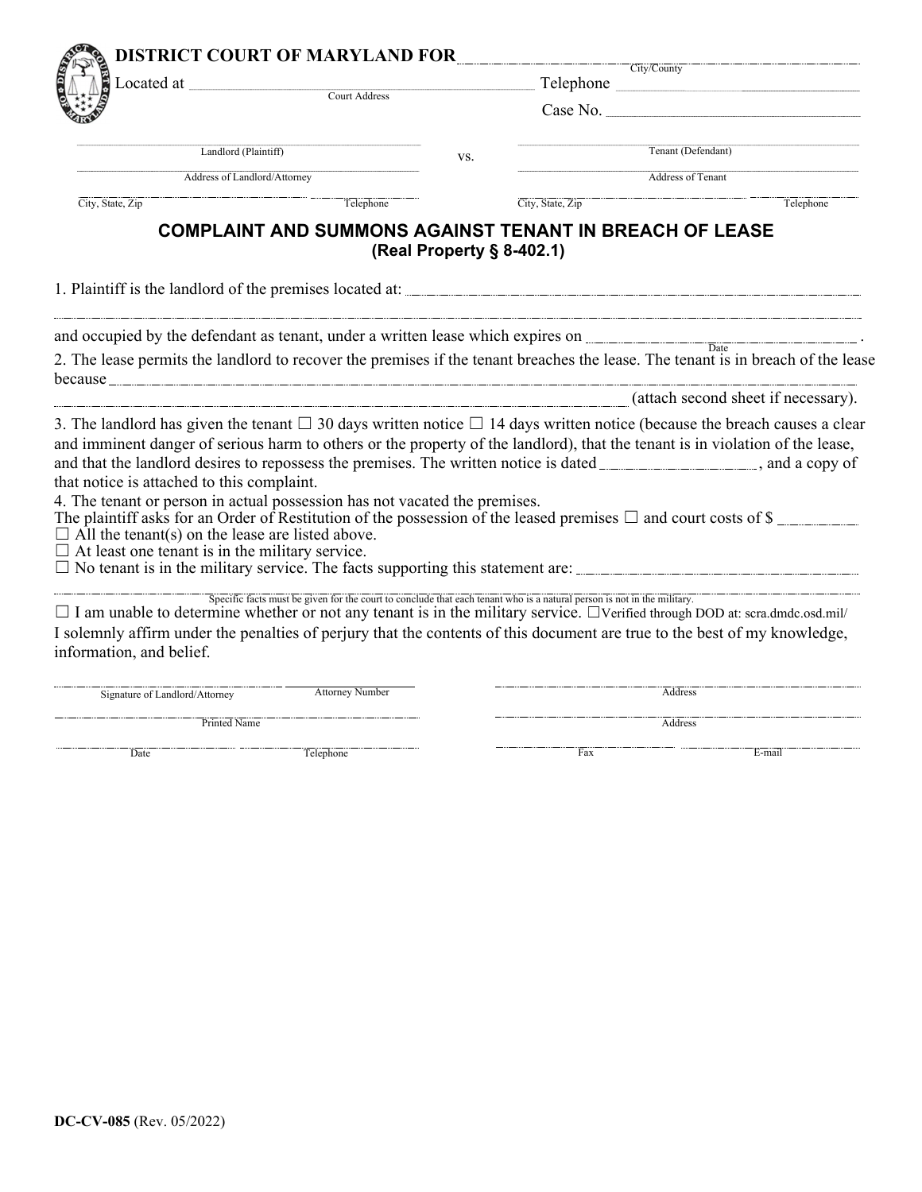**DISTRICT COURT OF MARYLAND FOR** ______________________________
City/County

Located at ______________________________ Telephone ______________________________
Court Address

Case No. ______________________________

| | | |
|---|---|---|
| ______________________________ Landlord (Plaintiff) | vs. | ______________________________ Tenant (Defendant) |
| ______________________________ Address of Landlord/Attorney | | ______________________________ Address of Tenant |
| ______________________________ City, State, Zip ______ Telephone | | ______________________________ City, State, Zip ______ Telephone |

## COMPLAINT AND SUMMONS AGAINST TENANT IN BREACH OF LEASE
### (Real Property § 8-402.1)

1. Plaintiff is the landlord of the premises located at: ______________________________

______________________________________________________________

and occupied by the defendant as tenant, under a written lease which expires on ______________________________ .
Date

2. The lease permits the landlord to recover the premises if the tenant breaches the lease. The tenant is in breach of the lease because ______________________________

______________________________ (attach second sheet if necessary).

3. The landlord has given the tenant ☐ 30 days written notice ☐ 14 days written notice (because the breach causes a clear and imminent danger of serious harm to others or the property of the landlord), that the tenant is in violation of the lease, and that the landlord desires to repossess the premises. The written notice is dated ______________________, and a copy of that notice is attached to this complaint.

4. The tenant or person in actual possession has not vacated the premises.

The plaintiff asks for an Order of Restitution of the possession of the leased premises ☐ and court costs of $ __________

☐ All the tenant(s) on the lease are listed above.

☐ At least one tenant is in the military service.

☐ No tenant is in the military service. The facts supporting this statement are: ______________________________

______________________________________________________________
Specific facts must be given for the court to conclude that each tenant who is a natural person is not in the military.

☐ I am unable to determine whether or not any tenant is in the military service. ☐Verified through DOD at: scra.dmdc.osd.mil/

I solemnly affirm under the penalties of perjury that the contents of this document are true to the best of my knowledge, information, and belief.

| | |
|---|---|
| ______________________________ Signature of Landlord/Attorney ______ Attorney Number | ______________________________ Address |
| ______________________________ Printed Name | ______________________________ Address |
| ______________________________ Date ______ Telephone | ______________________________ Fax ______ E-mail |

**DC-CV-085** (Rev. 05/2022)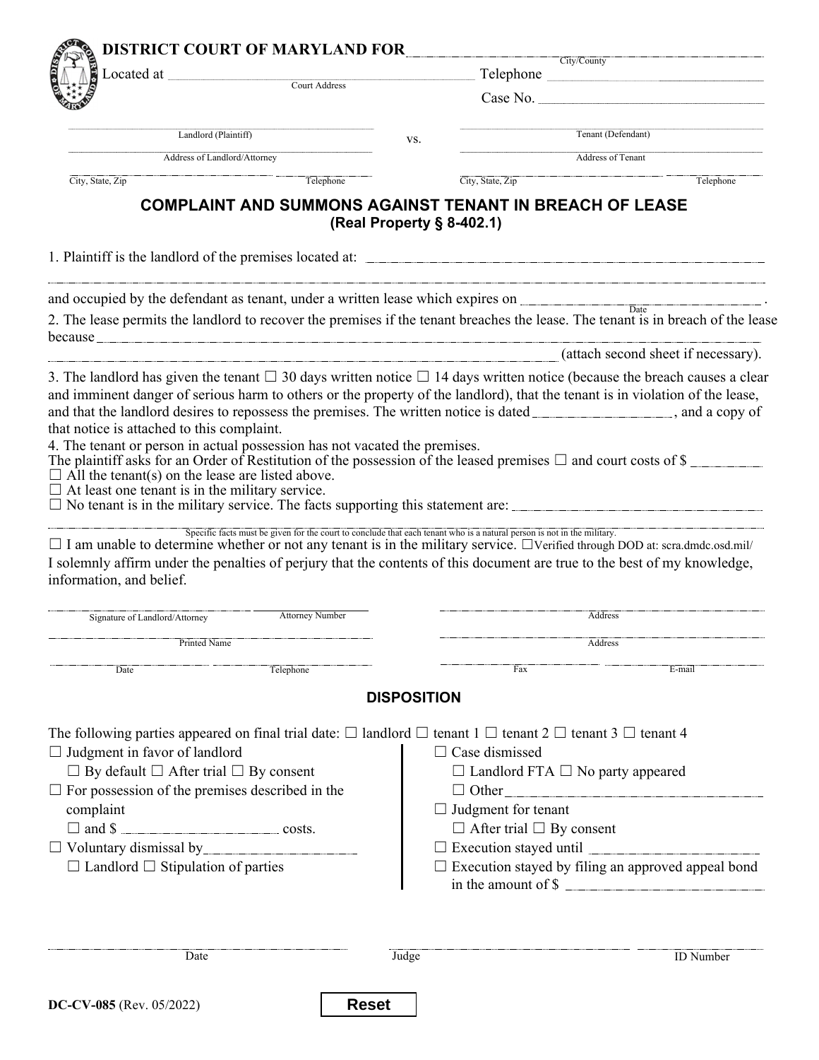# DISTRICT COURT OF MARYLAND FOR ______________________
City/County

Located at ______________________ Telephone ______________________
Court Address

Case No. ______________________

| | | |
|---|---|---|
| Landlord (Plaintiff) | vs. | Tenant (Defendant) |
| Address of Landlord/Attorney | | Address of Tenant |
| City, State, Zip / Telephone | | City, State, Zip / Telephone |

## COMPLAINT AND SUMMONS AGAINST TENANT IN BREACH OF LEASE
**(Real Property § 8-402.1)**

1. Plaintiff is the landlord of the premises located at: ______________________

______________________

and occupied by the defendant as tenant, under a written lease which expires on ______________________ .
Date

2. The lease permits the landlord to recover the premises if the tenant breaches the lease. The tenant is in breach of the lease because ______________________

______________________ (attach second sheet if necessary).

3. The landlord has given the tenant ☐ 30 days written notice ☐ 14 days written notice (because the breach causes a clear and imminent danger of serious harm to others or the property of the landlord), that the tenant is in violation of the lease, and that the landlord desires to repossess the premises. The written notice is dated ______________________, and a copy of that notice is attached to this complaint.

4. The tenant or person in actual possession has not vacated the premises.

The plaintiff asks for an Order of Restitution of the possession of the leased premises ☐ and court costs of $ ________

☐ All the tenant(s) on the lease are listed above.
☐ At least one tenant is in the military service.
☐ No tenant is in the military service. The facts supporting this statement are: ______________________

______________________
Specific facts must be given for the court to conclude that each tenant who is a natural person is not in the military.

☐ I am unable to determine whether or not any tenant is in the military service. ☐Verified through DOD at: scra.dmdc.osd.mil/

I solemnly affirm under the penalties of perjury that the contents of this document are true to the best of my knowledge, information, and belief.

| | |
|---|---|
| Signature of Landlord/Attorney / Attorney Number | Address |
| Printed Name | Address |
| Date / Telephone | Fax / E-mail |

## DISPOSITION

The following parties appeared on final trial date: ☐ landlord ☐ tenant 1 ☐ tenant 2 ☐ tenant 3 ☐ tenant 4

☐ Judgment in favor of landlord
  ☐ By default ☐ After trial ☐ By consent
☐ For possession of the premises described in the complaint
  ☐ and $ ______________ costs.
☐ Voluntary dismissal by______________
  ☐ Landlord ☐ Stipulation of parties

☐ Case dismissed
  ☐ Landlord FTA ☐ No party appeared
  ☐ Other ______________
☐ Judgment for tenant
  ☐ After trial ☐ By consent
☐ Execution stayed until ______________
☐ Execution stayed by filing an approved appeal bond in the amount of $ ______________

| | | |
|---|---|---|
| Date | Judge | ID Number |

**DC-CV-085** (Rev. 05/2022)

Reset